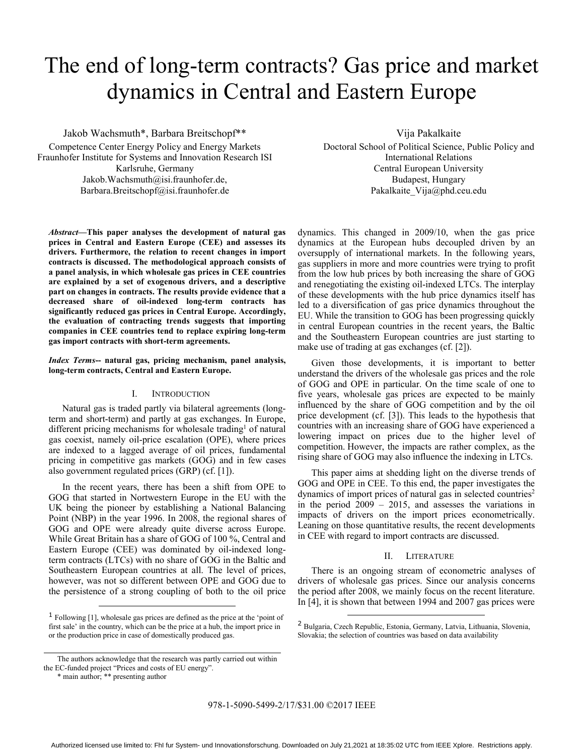# The end of long-term contracts? Gas price and market dynamics in Central and Eastern Europe

Jakob Wachsmuth*, Barbara Breitschopf**
Competence Center Energy Policy and Energy Markets
Fraunhofer Institute for Systems and Innovation Research ISI
Karlsruhe, Germany
Jakob.Wachsmuth@isi.fraunhofer.de,
Barbara.Breitschopf@isi.fraunhofer.de

Vija Pakalkaite
Doctoral School of Political Science, Public Policy and International Relations
Central European University
Budapest, Hungary
Pakalkaite_Vija@phd.ceu.edu

***Abstract*—This paper analyses the development of natural gas prices in Central and Eastern Europe (CEE) and assesses its drivers. Furthermore, the relation to recent changes in import contracts is discussed. The methodological approach consists of a panel analysis, in which wholesale gas prices in CEE countries are explained by a set of exogenous drivers, and a descriptive part on changes in contracts. The results provide evidence that a decreased share of oil-indexed long-term contracts has significantly reduced gas prices in Central Europe. Accordingly, the evaluation of contracting trends suggests that importing companies in CEE countries tend to replace expiring long-term gas import contracts with short-term agreements.**

***Index Terms*-- natural gas, pricing mechanism, panel analysis, long-term contracts, Central and Eastern Europe.**

## I. Introduction

Natural gas is traded partly via bilateral agreements (long-term and short-term) and partly at gas exchanges. In Europe, different pricing mechanisms for wholesale trading[1] of natural gas coexist, namely oil-price escalation (OPE), where prices are indexed to a lagged average of oil prices, fundamental pricing in competitive gas markets (GOG) and in few cases also government regulated prices (GRP) (cf. [1]).

In the recent years, there has been a shift from OPE to GOG that started in Nortwestern Europe in the EU with the UK being the pioneer by establishing a National Balancing Point (NBP) in the year 1996. In 2008, the regional shares of GOG and OPE were already quite diverse across Europe. While Great Britain has a share of GOG of 100 %, Central and Eastern Europe (CEE) was dominated by oil-indexed long-term contracts (LTCs) with no share of GOG in the Baltic and Southeastern European countries at all. The level of prices, however, was not so different between OPE and GOG due to the persistence of a strong coupling of both to the oil price dynamics. This changed in 2009/10, when the gas price dynamics at the European hubs decoupled driven by an oversupply of international markets. In the following years, gas suppliers in more and more countries were trying to profit from the low hub prices by both increasing the share of GOG and renegotiating the existing oil-indexed LTCs. The interplay of these developments with the hub price dynamics itself has led to a diversification of gas price dynamics throughout the EU. While the transition to GOG has been progressing quickly in central European countries in the recent years, the Baltic and the Southeastern European countries are just starting to make use of trading at gas exchanges (cf. [2]).

Given those developments, it is important to better understand the drivers of the wholesale gas prices and the role of GOG and OPE in particular. On the time scale of one to five years, wholesale gas prices are expected to be mainly influenced by the share of GOG competition and by the oil price development (cf. [3]). This leads to the hypothesis that countries with an increasing share of GOG have experienced a lowering impact on prices due to the higher level of competition. However, the impacts are rather complex, as the rising share of GOG may also influence the indexing in LTCs.

This paper aims at shedding light on the diverse trends of GOG and OPE in CEE. To this end, the paper investigates the dynamics of import prices of natural gas in selected countries[2] in the period 2009 – 2015, and assesses the variations in impacts of drivers on the import prices econometrically. Leaning on those quantitative results, the recent developments in CEE with regard to import contracts are discussed.

## II. Literature

There is an ongoing stream of econometric analyses of drivers of wholesale gas prices. Since our analysis concerns the period after 2008, we mainly focus on the recent literature. In [4], it is shown that between 1994 and 2007 gas prices were

---

[1] Following [1], wholesale gas prices are defined as the price at the 'point of first sale' in the country, which can be the price at a hub, the import price in or the production price in case of domestically produced gas.

[2] Bulgaria, Czech Republic, Estonia, Germany, Latvia, Lithuania, Slovenia, Slovakia; the selection of countries was based on data availability

The authors acknowledge that the research was partly carried out within the EC-funded project "Prices and costs of EU energy".

\* main author; ** presenting author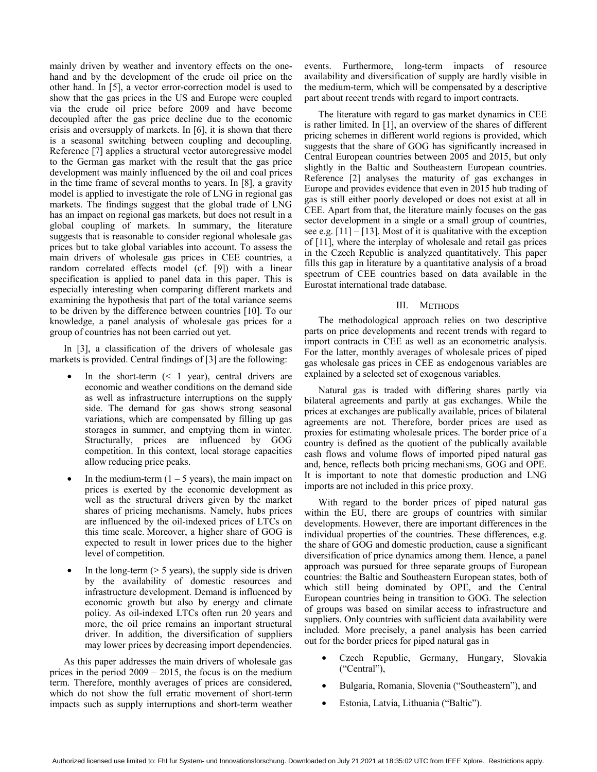mainly driven by weather and inventory effects on the one-hand and by the development of the crude oil price on the other hand. In [5], a vector error-correction model is used to show that the gas prices in the US and Europe were coupled via the crude oil price before 2009 and have become decoupled after the gas price decline due to the economic crisis and oversupply of markets. In [6], it is shown that there is a seasonal switching between coupling and decoupling. Reference [7] applies a structural vector autoregressive model to the German gas market with the result that the gas price development was mainly influenced by the oil and coal prices in the time frame of several months to years. In [8], a gravity model is applied to investigate the role of LNG in regional gas markets. The findings suggest that the global trade of LNG has an impact on regional gas markets, but does not result in a global coupling of markets. In summary, the literature suggests that is reasonable to consider regional wholesale gas prices but to take global variables into account. To assess the main drivers of wholesale gas prices in CEE countries, a random correlated effects model (cf. [9]) with a linear specification is applied to panel data in this paper. This is especially interesting when comparing different markets and examining the hypothesis that part of the total variance seems to be driven by the difference between countries [10]. To our knowledge, a panel analysis of wholesale gas prices for a group of countries has not been carried out yet.

In [3], a classification of the drivers of wholesale gas markets is provided. Central findings of [3] are the following:

- In the short-term (< 1 year), central drivers are economic and weather conditions on the demand side as well as infrastructure interruptions on the supply side. The demand for gas shows strong seasonal variations, which are compensated by filling up gas storages in summer, and emptying them in winter. Structurally, prices are influenced by GOG competition. In this context, local storage capacities allow reducing price peaks.
- In the medium-term (1 – 5 years), the main impact on prices is exerted by the economic development as well as the structural drivers given by the market shares of pricing mechanisms. Namely, hubs prices are influenced by the oil-indexed prices of LTCs on this time scale. Moreover, a higher share of GOG is expected to result in lower prices due to the higher level of competition.
- In the long-term (> 5 years), the supply side is driven by the availability of domestic resources and infrastructure development. Demand is influenced by economic growth but also by energy and climate policy. As oil-indexed LTCs often run 20 years and more, the oil price remains an important structural driver. In addition, the diversification of suppliers may lower prices by decreasing import dependencies.

As this paper addresses the main drivers of wholesale gas prices in the period 2009 – 2015, the focus is on the medium term. Therefore, monthly averages of prices are considered, which do not show the full erratic movement of short-term impacts such as supply interruptions and short-term weather events. Furthermore, long-term impacts of resource availability and diversification of supply are hardly visible in the medium-term, which will be compensated by a descriptive part about recent trends with regard to import contracts.

The literature with regard to gas market dynamics in CEE is rather limited. In [1], an overview of the shares of different pricing schemes in different world regions is provided, which suggests that the share of GOG has significantly increased in Central European countries between 2005 and 2015, but only slightly in the Baltic and Southeastern European countries. Reference [2] analyses the maturity of gas exchanges in Europe and provides evidence that even in 2015 hub trading of gas is still either poorly developed or does not exist at all in CEE. Apart from that, the literature mainly focuses on the gas sector development in a single or a small group of countries, see e.g. [11] – [13]. Most of it is qualitative with the exception of [11], where the interplay of wholesale and retail gas prices in the Czech Republic is analyzed quantitatively. This paper fills this gap in literature by a quantitative analysis of a broad spectrum of CEE countries based on data available in the Eurostat international trade database.

## III. Methods

The methodological approach relies on two descriptive parts on price developments and recent trends with regard to import contracts in CEE as well as an econometric analysis. For the latter, monthly averages of wholesale prices of piped gas wholesale gas prices in CEE as endogenous variables are explained by a selected set of exogenous variables.

Natural gas is traded with differing shares partly via bilateral agreements and partly at gas exchanges. While the prices at exchanges are publically available, prices of bilateral agreements are not. Therefore, border prices are used as proxies for estimating wholesale prices. The border price of a country is defined as the quotient of the publically available cash flows and volume flows of imported piped natural gas and, hence, reflects both pricing mechanisms, GOG and OPE. It is important to note that domestic production and LNG imports are not included in this price proxy.

With regard to the border prices of piped natural gas within the EU, there are groups of countries with similar developments. However, there are important differences in the individual properties of the countries. These differences, e.g. the share of GOG and domestic production, cause a significant diversification of price dynamics among them. Hence, a panel approach was pursued for three separate groups of European countries: the Baltic and Southeastern European states, both of which still being dominated by OPE, and the Central European countries being in transition to GOG. The selection of groups was based on similar access to infrastructure and suppliers. Only countries with sufficient data availability were included. More precisely, a panel analysis has been carried out for the border prices for piped natural gas in

- Czech Republic, Germany, Hungary, Slovakia ("Central"),
- Bulgaria, Romania, Slovenia ("Southeastern"), and
- Estonia, Latvia, Lithuania ("Baltic").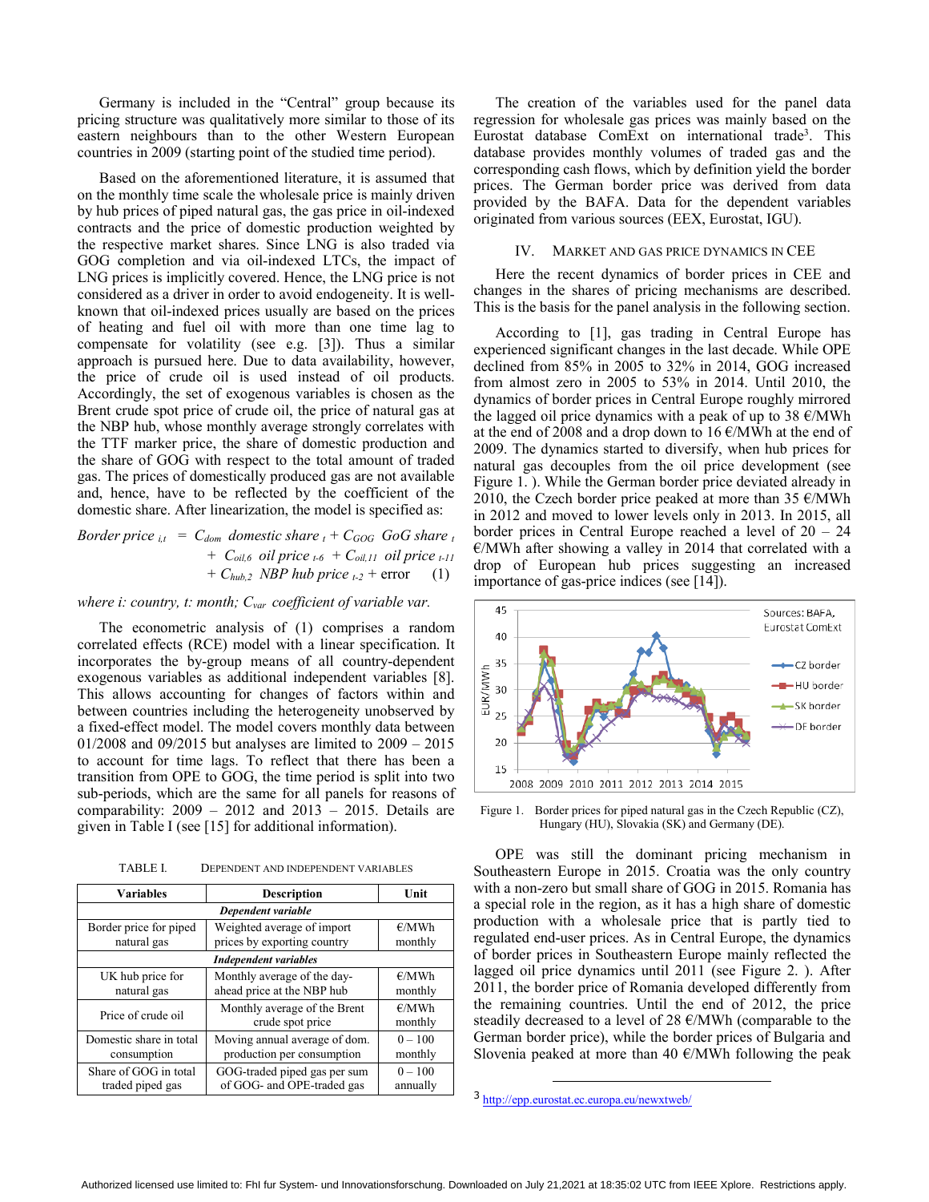Germany is included in the "Central" group because its pricing structure was qualitatively more similar to those of its eastern neighbours than to the other Western European countries in 2009 (starting point of the studied time period).

Based on the aforementioned literature, it is assumed that on the monthly time scale the wholesale price is mainly driven by hub prices of piped natural gas, the gas price in oil-indexed contracts and the price of domestic production weighted by the respective market shares. Since LNG is also traded via GOG completion and via oil-indexed LTCs, the impact of LNG prices is implicitly covered. Hence, the LNG price is not considered as a driver in order to avoid endogeneity. It is well-known that oil-indexed prices usually are based on the prices of heating and fuel oil with more than one time lag to compensate for volatility (see e.g. [3]). Thus a similar approach is pursued here. Due to data availability, however, the price of crude oil is used instead of oil products. Accordingly, the set of exogenous variables is chosen as the Brent crude spot price of crude oil, the price of natural gas at the NBP hub, whose monthly average strongly correlates with the TTF marker price, the share of domestic production and the share of GOG with respect to the total amount of traded gas. The prices of domestically produced gas are not available and, hence, have to be reflected by the coefficient of the domestic share. After linearization, the model is specified as:

$$
\begin{aligned}
\text{Border price}_{i,t} = \; & C_{dom}\ \text{domestic share}_{t} + C_{GOG}\ \text{GoG share}_{t} \\
& + C_{oil,6}\ \text{oil price}_{t-6} + C_{oil,11}\ \text{oil price}_{t-11} \\
& + C_{hub,2}\ \text{NBP hub price}_{t-2} + \text{error} \qquad (1)
\end{aligned}
$$

*where i: country, t: month;* $C_{var}$ *coefficient of variable var.*

The econometric analysis of (1) comprises a random correlated effects (RCE) model with a linear specification. It incorporates the by-group means of all country-dependent exogenous variables as additional independent variables [8]. This allows accounting for changes of factors within and between countries including the heterogeneity unobserved by a fixed-effect model. The model covers monthly data between 01/2008 and 09/2015 but analyses are limited to 2009 – 2015 to account for time lags. To reflect that there has been a transition from OPE to GOG, the time period is split into two sub-periods, which are the same for all panels for reasons of comparability: 2009 – 2012 and 2013 – 2015. Details are given in Table I (see [15] for additional information).

TABLE I. DEPENDENT AND INDEPENDENT VARIABLES

| Variables | Description | Unit |
|---|---|---|
| ***Dependent variable*** | | |
| Border price for piped natural gas | Weighted average of import prices by exporting country | €/MWh monthly |
| ***Independent variables*** | | |
| UK hub price for natural gas | Monthly average of the day-ahead price at the NBP hub | €/MWh monthly |
| Price of crude oil | Monthly average of the Brent crude spot price | €/MWh monthly |
| Domestic share in total consumption | Moving annual average of dom. production per consumption | 0 – 100 monthly |
| Share of GOG in total traded piped gas | GOG-traded piped gas per sum of GOG- and OPE-traded gas | 0 – 100 annually |

The creation of the variables used for the panel data regression for wholesale gas prices was mainly based on the Eurostat database ComExt on international trade[3]. This database provides monthly volumes of traded gas and the corresponding cash flows, which by definition yield the border prices. The German border price was derived from data provided by the BAFA. Data for the dependent variables originated from various sources (EEX, Eurostat, IGU).

## IV. Market and Gas Price Dynamics in CEE

Here the recent dynamics of border prices in CEE and changes in the shares of pricing mechanisms are described. This is the basis for the panel analysis in the following section.

According to [1], gas trading in Central Europe has experienced significant changes in the last decade. While OPE declined from 85% in 2005 to 32% in 2014, GOG increased from almost zero in 2005 to 53% in 2014. Until 2010, the dynamics of border prices in Central Europe roughly mirrored the lagged oil price dynamics with a peak of up to 38 €/MWh at the end of 2008 and a drop down to 16 €/MWh at the end of 2009. The dynamics started to diversify, when hub prices for natural gas decouples from the oil price development (see Figure 1. ). While the German border price deviated already in 2010, the Czech border price peaked at more than 35 €/MWh in 2012 and moved to lower levels only in 2013. In 2015, all border prices in Central Europe reached a level of 20 – 24 €/MWh after showing a valley in 2014 that correlated with a drop of European hub prices suggesting an increased importance of gas-price indices (see [14]).

Figure 1. Border prices for piped natural gas in the Czech Republic (CZ), Hungary (HU), Slovakia (SK) and Germany (DE).

OPE was still the dominant pricing mechanism in Southeastern Europe in 2015. Croatia was the only country with a non-zero but small share of GOG in 2015. Romania has a special role in the region, as it has a high share of domestic production with a wholesale price that is partly tied to regulated end-user prices. As in Central Europe, the dynamics of border prices in Southeastern Europe mainly reflected the lagged oil price dynamics until 2011 (see Figure 2. ). After 2011, the border price of Romania developed differently from the remaining countries. Until the end of 2012, the price steadily decreased to a level of 28 €/MWh (comparable to the German border price), while the border prices of Bulgaria and Slovenia peaked at more than 40 €/MWh following the peak

[3] http://epp.eurostat.ec.europa.eu/newxtweb/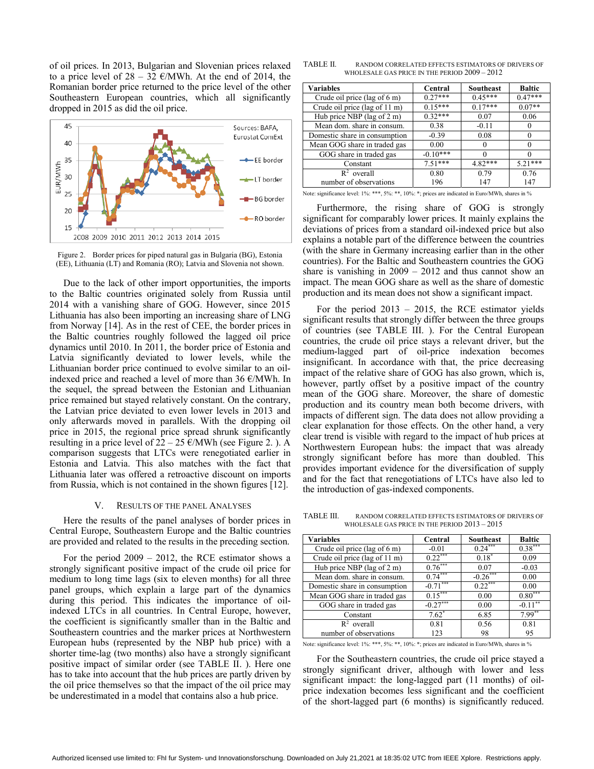of oil prices. In 2013, Bulgarian and Slovenian prices relaxed to a price level of 28 – 32 €/MWh. At the end of 2014, the Romanian border price returned to the price level of the other Southeastern European countries, which all significantly dropped in 2015 as did the oil price.

Figure 2. Border prices for piped natural gas in Bulgaria (BG), Estonia (EE), Lithuania (LT) and Romania (RO); Latvia and Slovenia not shown.

Due to the lack of other import opportunities, the imports to the Baltic countries originated solely from Russia until 2014 with a vanishing share of GOG. However, since 2015 Lithuania has also been importing an increasing share of LNG from Norway [14]. As in the rest of CEE, the border prices in the Baltic countries roughly followed the lagged oil price dynamics until 2010. In 2011, the border price of Estonia and Latvia significantly deviated to lower levels, while the Lithuanian border price continued to evolve similar to an oil-indexed price and reached a level of more than 36 €/MWh. In the sequel, the spread between the Estonian and Lithuanian price remained but stayed relatively constant. On the contrary, the Latvian price deviated to even lower levels in 2013 and only afterwards moved in parallels. With the dropping oil price in 2015, the regional price spread shrunk significantly resulting in a price level of 22 – 25 €/MWh (see Figure 2. ). A comparison suggests that LTCs were renegotiated earlier in Estonia and Latvia. This also matches with the fact that Lithuania later was offered a retroactive discount on imports from Russia, which is not contained in the shown figures [12].

## V. Results of the Panel Analyses

Here the results of the panel analyses of border prices in Central Europe, Southeastern Europe and the Baltic countries are provided and related to the results in the preceding section.

For the period 2009 – 2012, the RCE estimator shows a strongly significant positive impact of the crude oil price for medium to long time lags (six to eleven months) for all three panel groups, which explain a large part of the dynamics during this period. This indicates the importance of oil-indexed LTCs in all countries. In Central Europe, however, the coefficient is significantly smaller than in the Baltic and Southeastern countries and the marker prices at Northwestern European hubs (represented by the NBP hub price) with a shorter time-lag (two months) also have a strongly significant positive impact of similar order (see TABLE II. ). Here one has to take into account that the hub prices are partly driven by the oil price themselves so that the impact of the oil price may be underestimated in a model that contains also a hub price.

TABLE II. Random correlated effects estimators of drivers of wholesale gas price in the period 2009 – 2012

| Variables | Central | Southeast | Baltic |
|---|---|---|---|
| Crude oil price (lag of 6 m) | 0.27*** | 0.45*** | 0.47*** |
| Crude oil price (lag of 11 m) | 0.15*** | 0.17*** | 0.07** |
| Hub price NBP (lag of 2 m) | 0.32*** | 0.07 | 0.06 |
| Mean dom. share in consum. | 0.38 | -0.11 | 0 |
| Domestic share in consumption | -0.39 | 0.08 | 0 |
| Mean GOG share in traded gas | 0.00 | 0 | 0 |
| GOG share in traded gas | -0.10*** | 0 | 0 |
| Constant | 7.51*** | 4.82*** | 5.21*** |
| $R^2$ overall | 0.80 | 0.79 | 0.76 |
| number of observations | 196 | 147 | 147 |

Note: significance level: 1%: ***, 5%: **, 10%: *; prices are indicated in Euro/MWh, shares in %

Furthermore, the rising share of GOG is strongly significant for comparably lower prices. It mainly explains the deviations of prices from a standard oil-indexed price but also explains a notable part of the difference between the countries (with the share in Germany increasing earlier than in the other countries). For the Baltic and Southeastern countries the GOG share is vanishing in 2009 – 2012 and thus cannot show an impact. The mean GOG share as well as the share of domestic production and its mean does not show a significant impact.

For the period 2013 – 2015, the RCE estimator yields significant results that strongly differ between the three groups of countries (see TABLE III. ). For the Central European countries, the crude oil price stays a relevant driver, but the medium-lagged part of oil-price indexation becomes insignificant. In accordance with that, the price decreasing impact of the relative share of GOG has also grown, which is, however, partly offset by a positive impact of the country mean of the GOG share. Moreover, the share of domestic production and its country mean both become drivers, with impacts of different sign. The data does not allow providing a clear explanation for those effects. On the other hand, a very clear trend is visible with regard to the impact of hub prices at Northwestern European hubs: the impact that was already strongly significant before has more than doubled. This provides important evidence for the diversification of supply and for the fact that renegotiations of LTCs have also led to the introduction of gas-indexed components.

TABLE III. Random correlated effects estimators of drivers of wholesale gas price in the period 2013 – 2015

| Variables | Central | Southeast | Baltic |
|---|---|---|---|
| Crude oil price (lag of 6 m) | -0.01 | 0.24*** | 0.38*** |
| Crude oil price (lag of 11 m) | 0.22*** | 0.18* | 0.09 |
| Hub price NBP (lag of 2 m) | 0.76*** | 0.07 | -0.03 |
| Mean dom. share in consum. | 0.74*** | -0.26*** | 0.00 |
| Domestic share in consumption | -0.71*** | 0.22*** | 0.00 |
| Mean GOG share in traded gas | 0.15*** | 0.00 | 0.80*** |
| GOG share in traded gas | -0.27*** | 0.00 | -0.11** |
| Constant | 7.62* | 6.85 | 7.99** |
| $R^2$ overall | 0.81 | 0.56 | 0.81 |
| number of observations | 123 | 98 | 95 |

Note: significance level: 1%: ***, 5%: **, 10%: *; prices are indicated in Euro/MWh, shares in %

For the Southeastern countries, the crude oil price stayed a strongly significant driver, although with lower and less significant impact: the long-lagged part (11 months) of oil-price indexation becomes less significant and the coefficient of the short-lagged part (6 months) is significantly reduced.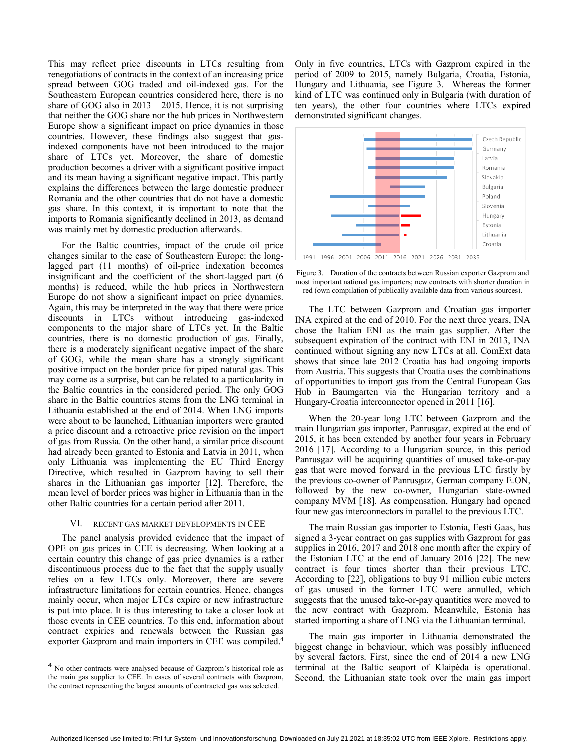This may reflect price discounts in LTCs resulting from renegotiations of contracts in the context of an increasing price spread between GOG traded and oil-indexed gas. For the Southeastern European countries considered here, there is no share of GOG also in 2013 – 2015. Hence, it is not surprising that neither the GOG share nor the hub prices in Northwestern Europe show a significant impact on price dynamics in those countries. However, these findings also suggest that gas-indexed components have not been introduced to the major share of LTCs yet. Moreover, the share of domestic production becomes a driver with a significant positive impact and its mean having a significant negative impact. This partly explains the differences between the large domestic producer Romania and the other countries that do not have a domestic gas share. In this context, it is important to note that the imports to Romania significantly declined in 2013, as demand was mainly met by domestic production afterwards.

For the Baltic countries, impact of the crude oil price changes similar to the case of Southeastern Europe: the long-lagged part (11 months) of oil-price indexation becomes insignificant and the coefficient of the short-lagged part (6 months) is reduced, while the hub prices in Northwestern Europe do not show a significant impact on price dynamics. Again, this may be interpreted in the way that there were price discounts in LTCs without introducing gas-indexed components to the major share of LTCs yet. In the Baltic countries, there is no domestic production of gas. Finally, there is a moderately significant negative impact of the share of GOG, while the mean share has a strongly significant positive impact on the border price for piped natural gas. This may come as a surprise, but can be related to a particularity in the Baltic countries in the considered period. The only GOG share in the Baltic countries stems from the LNG terminal in Lithuania established at the end of 2014. When LNG imports were about to be launched, Lithuanian importers were granted a price discount and a retroactive price revision on the import of gas from Russia. On the other hand, a similar price discount had already been granted to Estonia and Latvia in 2011, when only Lithuania was implementing the EU Third Energy Directive, which resulted in Gazprom having to sell their shares in the Lithuanian gas importer [12]. Therefore, the mean level of border prices was higher in Lithuania than in the other Baltic countries for a certain period after 2011.

## VI. RECENT GAS MARKET DEVELOPMENTS IN CEE

The panel analysis provided evidence that the impact of OPE on gas prices in CEE is decreasing. When looking at a certain country this change of gas price dynamics is a rather discontinuous process due to the fact that the supply usually relies on a few LTCs only. Moreover, there are severe infrastructure limitations for certain countries. Hence, changes mainly occur, when major LTCs expire or new infrastructure is put into place. It is thus interesting to take a closer look at those events in CEE countries. To this end, information about contract expiries and renewals between the Russian gas exporter Gazprom and main importers in CEE was compiled.[4]

[4] No other contracts were analysed because of Gazprom's historical role as the main gas supplier to CEE. In cases of several contracts with Gazprom, the contract representing the largest amounts of contracted gas was selected.

Only in five countries, LTCs with Gazprom expired in the period of 2009 to 2015, namely Bulgaria, Croatia, Estonia, Hungary and Lithuania, see Figure 3. Whereas the former kind of LTC was continued only in Bulgaria (with duration of ten years), the other four countries where LTCs expired demonstrated significant changes.

Czech Republic
Germany
Latvia
Romania
Slovakia
Bulgaria
Poland
Slovenia
Hungary
Estonia
Lithuania
Croatia

1991 1996 2001 2006 2011 2016 2021 2026 2031 2036

Figure 3. Duration of the contracts between Russian exporter Gazprom and most important national gas importers; new contracts with shorter duration in red (own compilation of publically available data from various sources).

The LTC between Gazprom and Croatian gas importer INA expired at the end of 2010. For the next three years, INA chose the Italian ENI as the main gas supplier. After the subsequent expiration of the contract with ENI in 2013, INA continued without signing any new LTCs at all. ComExt data shows that since late 2012 Croatia has had ongoing imports from Austria. This suggests that Croatia uses the combinations of opportunities to import gas from the Central European Gas Hub in Baumgarten via the Hungarian territory and a Hungary-Croatia interconnector opened in 2011 [16].

When the 20-year long LTC between Gazprom and the main Hungarian gas importer, Panrusgaz, expired at the end of 2015, it has been extended by another four years in February 2016 [17]. According to a Hungarian source, in this period Panrusgaz will be acquiring quantities of unused take-or-pay gas that were moved forward in the previous LTC firstly by the previous co-owner of Panrusgaz, German company E.ON, followed by the new co-owner, Hungarian state-owned company MVM [18]. As compensation, Hungary had opened four new gas interconnectors in parallel to the previous LTC.

The main Russian gas importer to Estonia, Eesti Gaas, has signed a 3-year contract on gas supplies with Gazprom for gas supplies in 2016, 2017 and 2018 one month after the expiry of the Estonian LTC at the end of January 2016 [22]. The new contract is four times shorter than their previous LTC. According to [22], obligations to buy 91 million cubic meters of gas unused in the former LTC were annulled, which suggests that the unused take-or-pay quantities were moved to the new contract with Gazprom. Meanwhile, Estonia has started importing a share of LNG via the Lithuanian terminal.

The main gas importer in Lithuania demonstrated the biggest change in behaviour, which was possibly influenced by several factors. First, since the end of 2014 a new LNG terminal at the Baltic seaport of Klaipėda is operational. Second, the Lithuanian state took over the main gas import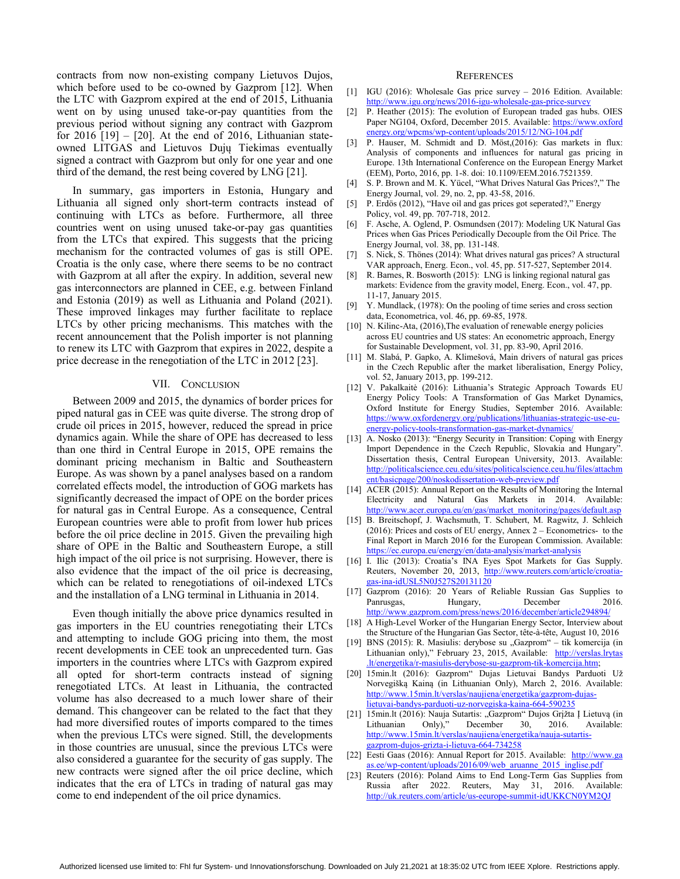contracts from now non-existing company Lietuvos Dujos, which before used to be co-owned by Gazprom [12]. When the LTC with Gazprom expired at the end of 2015, Lithuania went on by using unused take-or-pay quantities from the previous period without signing any contract with Gazprom for 2016 [19] – [20]. At the end of 2016, Lithuanian state-owned LITGAS and Lietuvos Dujų Tiekimas eventually signed a contract with Gazprom but only for one year and one third of the demand, the rest being covered by LNG [21].

In summary, gas importers in Estonia, Hungary and Lithuania all signed only short-term contracts instead of continuing with LTCs as before. Furthermore, all three countries went on using unused take-or-pay gas quantities from the LTCs that expired. This suggests that the pricing mechanism for the contracted volumes of gas is still OPE. Croatia is the only case, where there seems to be no contract with Gazprom at all after the expiry. In addition, several new gas interconnectors are planned in CEE, e.g. between Finland and Estonia (2019) as well as Lithuania and Poland (2021). These improved linkages may further facilitate to replace LTCs by other pricing mechanisms. This matches with the recent announcement that the Polish importer is not planning to renew its LTC with Gazprom that expires in 2022, despite a price decrease in the renegotiation of the LTC in 2012 [23].

## VII. Conclusion

Between 2009 and 2015, the dynamics of border prices for piped natural gas in CEE was quite diverse. The strong drop of crude oil prices in 2015, however, reduced the spread in price dynamics again. While the share of OPE has decreased to less than one third in Central Europe in 2015, OPE remains the dominant pricing mechanism in Baltic and Southeastern Europe. As was shown by a panel analyses based on a random correlated effects model, the introduction of GOG markets has significantly decreased the impact of OPE on the border prices for natural gas in Central Europe. As a consequence, Central European countries were able to profit from lower hub prices before the oil price decline in 2015. Given the prevailing high share of OPE in the Baltic and Southeastern Europe, a still high impact of the oil price is not surprising. However, there is also evidence that the impact of the oil price is decreasing, which can be related to renegotiations of oil-indexed LTCs and the installation of a LNG terminal in Lithuania in 2014.

Even though initially the above price dynamics resulted in gas importers in the EU countries renegotiating their LTCs and attempting to include GOG pricing into them, the most recent developments in CEE took an unprecedented turn. Gas importers in the countries where LTCs with Gazprom expired all opted for short-term contracts instead of signing renegotiated LTCs. At least in Lithuania, the contracted volume has also decreased to a much lower share of their demand. This changeover can be related to the fact that they had more diversified routes of imports compared to the times when the previous LTCs were signed. Still, the developments in those countries are unusual, since the previous LTCs were also considered a guarantee for the security of gas supply. The new contracts were signed after the oil price decline, which indicates that the era of LTCs in trading of natural gas may come to end independent of the oil price dynamics.

## References

[1] IGU (2016): Wholesale Gas price survey – 2016 Edition. Available: http://www.igu.org/news/2016-igu-wholesale-gas-price-survey

[2] P. Heather (2015): The evolution of European traded gas hubs. OIES Paper NG104, Oxford, December 2015. Available: https://www.oxfordenergy.org/wpcms/wp-content/uploads/2015/12/NG-104.pdf

[3] P. Hauser, M. Schmidt and D. Möst,(2016): Gas markets in flux: Analysis of components and influences for natural gas pricing in Europe. 13th International Conference on the European Energy Market (EEM), Porto, 2016, pp. 1-8. doi: 10.1109/EEM.2016.7521359.

[4] S. P. Brown and M. K. Yücel, "What Drives Natural Gas Prices?," The Energy Journal, vol. 29, no. 2, pp. 43-58, 2016.

[5] P. Erdös (2012), "Have oil and gas prices got seperated?," Energy Policy, vol. 49, pp. 707-718, 2012.

[6] F. Asche, A. Oglend, P. Osmundsen (2017): Modeling UK Natural Gas Prices when Gas Prices Periodically Decouple from the Oil Price. The Energy Journal, vol. 38, pp. 131-148.

[7] S. Nick, S. Thönes (2014): What drives natural gas prices? A structural VAR approach, Energ. Econ., vol. 45, pp. 517-527, September 2014.

[8] R. Barnes, R. Bosworth (2015): LNG is linking regional natural gas markets: Evidence from the gravity model, Energ. Econ., vol. 47, pp. 11-17, January 2015.

[9] Y. Mundlack, (1978): On the pooling of time series and cross section data, Econometrica, vol. 46, pp. 69-85, 1978.

[10] N. Kilinc-Ata, (2016),The evaluation of renewable energy policies across EU countries and US states: An econometric approach, Energy for Sustainable Development, vol. 31, pp. 83-90, April 2016.

[11] M. Slabá, P. Gapko, A. Klimešová, Main drivers of natural gas prices in the Czech Republic after the market liberalisation, Energy Policy, vol. 52, January 2013, pp. 199-212.

[12] V. Pakalkaitė (2016): Lithuania's Strategic Approach Towards EU Energy Policy Tools: A Transformation of Gas Market Dynamics, Oxford Institute for Energy Studies, September 2016. Available: https://www.oxfordenergy.org/publications/lithuanias-strategic-use-eu-energy-policy-tools-transformation-gas-market-dynamics/

[13] A. Nosko (2013): "Energy Security in Transition: Coping with Energy Import Dependence in the Czech Republic, Slovakia and Hungary". Dissertation thesis, Central European University, 2013. Available: http://politicalscience.ceu.edu/sites/politicalscience.ceu.hu/files/attachment/basicpage/200/noskodissertation-web-preview.pdf

[14] ACER (2015): Annual Report on the Results of Monitoring the Internal Electricity and Natural Gas Markets in 2014. Available: http://www.acer.europa.eu/en/gas/market_monitoring/pages/default.asp

[15] B. Breitschopf, J. Wachsmuth, T. Schubert, M. Ragwitz, J. Schleich (2016): Prices and costs of EU energy, Annex 2 – Econometrics- to the Final Report in March 2016 for the European Commission. Available: https://ec.europa.eu/energy/en/data-analysis/market-analysis

[16] I. Ilic (2013): Croatia's INA Eyes Spot Markets for Gas Supply. Reuters, November 20, 2013, http://www.reuters.com/article/croatia-gas-ina-idUSL5N0J527S20131120

[17] Gazprom (2016): 20 Years of Reliable Russian Gas Supplies to Panrusgas, Hungary, December 2016. http://www.gazprom.com/press/news/2016/december/article294894/

[18] A High-Level Worker of the Hungarian Energy Sector, Interview about the Structure of the Hungarian Gas Sector, tête-à-tête, August 10, 2016

[19] BNS (2015): R. Masiulis: derybose su „Gazprom" – tik komercija (in Lithuanian only)," February 23, 2015, Available: http://verslas.lrytas.lt/energetika/r-masiulis-derybose-su-gazprom-tik-komercija.htm;

[20] 15min.lt (2016): Gazprom" Dujas Lietuvai Bandys Parduoti Už Norvegišką Kainą (in Lithuanian Only), March 2, 2016. Available: http://www.15min.lt/verslas/naujiena/energetika/gazprom-dujas-lietuvai-bandys-parduoti-uz-norvegiska-kaina-664-590235

[21] 15min.lt (2016): Nauja Sutartis: „Gazprom" Dujos Grįžta Į Lietuvą (in Lithuanian Only)," December 30, 2016. Available: http://www.15min.lt/verslas/naujiena/energetika/nauja-sutartis-gazprom-dujos-grizta-i-lietuva-664-734258

[22] Eesti Gaas (2016): Annual Report for 2015. Available: http://www.gaas.ee/wp-content/uploads/2016/09/web_aruanne_2015_inglise.pdf

[23] Reuters (2016): Poland Aims to End Long-Term Gas Supplies from Russia after 2022. Reuters, May 31, 2016. Available: http://uk.reuters.com/article/us-eeurope-summit-idUKKCN0YM2QJ